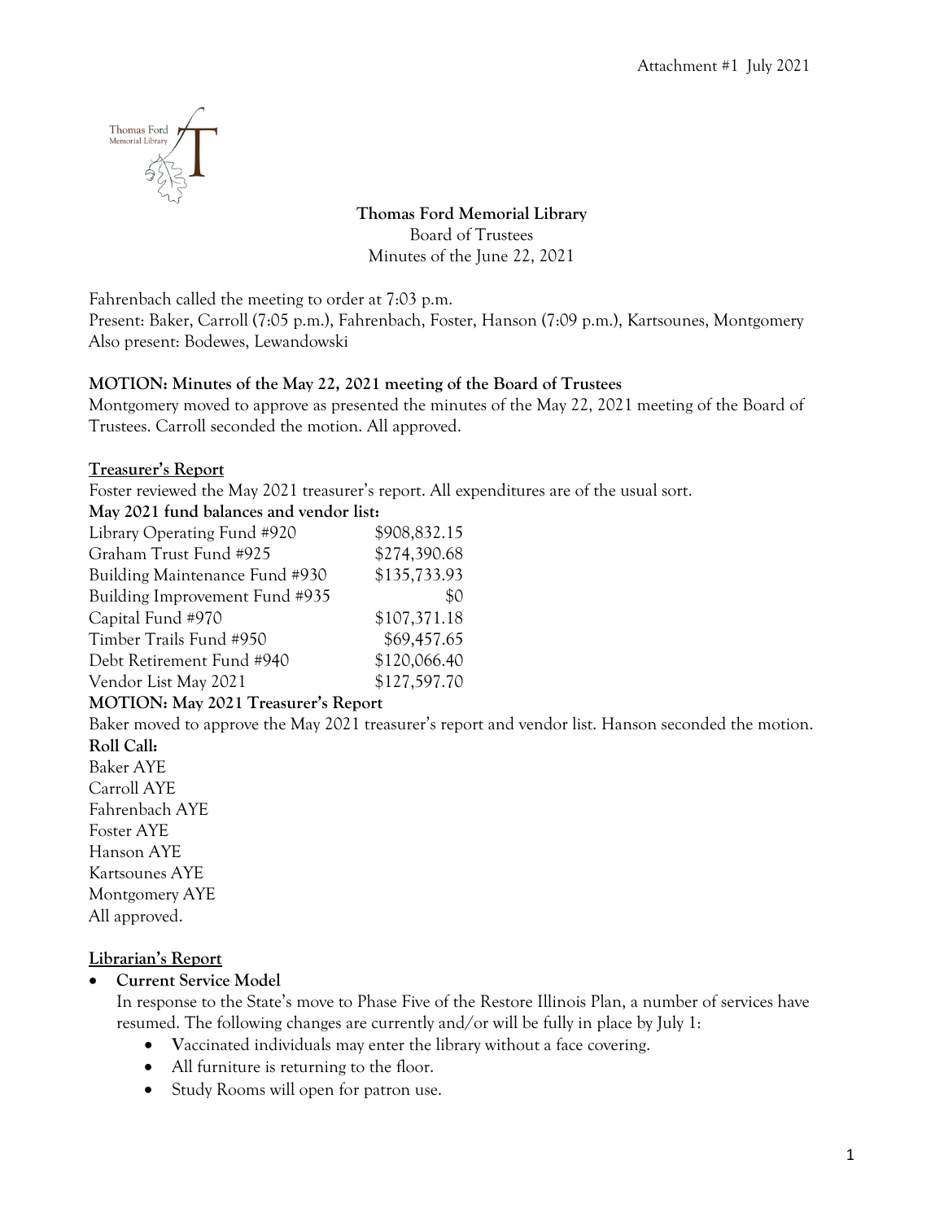Attachment #1 July 2021

**Thomas Ford Memorial Library**
Board of Trustees
Minutes of the June 22, 2021

Fahrenbach called the meeting to order at 7:03 p.m.
Present: Baker, Carroll (7:05 p.m.), Fahrenbach, Foster, Hanson (7:09 p.m.), Kartsounes, Montgomery
Also present: Bodewes, Lewandowski

**MOTION: Minutes of the May 22, 2021 meeting of the Board of Trustees**
Montgomery moved to approve as presented the minutes of the May 22, 2021 meeting of the Board of Trustees. Carroll seconded the motion. All approved.

## Treasurer's Report

Foster reviewed the May 2021 treasurer's report. All expenditures are of the usual sort.

**May 2021 fund balances and vendor list:**

| | |
|---|---|
| Library Operating Fund #920 | $908,832.15 |
| Graham Trust Fund #925 | $274,390.68 |
| Building Maintenance Fund #930 | $135,733.93 |
| Building Improvement Fund #935 | $0 |
| Capital Fund #970 | $107,371.18 |
| Timber Trails Fund #950 | $69,457.65 |
| Debt Retirement Fund #940 | $120,066.40 |
| Vendor List May 2021 | $127,597.70 |

**MOTION: May 2021 Treasurer's Report**
Baker moved to approve the May 2021 treasurer's report and vendor list. Hanson seconded the motion.
**Roll Call:**
Baker AYE
Carroll AYE
Fahrenbach AYE
Foster AYE
Hanson AYE
Kartsounes AYE
Montgomery AYE
All approved.

## Librarian's Report

- **Current Service Model**
  In response to the State's move to Phase Five of the Restore Illinois Plan, a number of services have resumed. The following changes are currently and/or will be fully in place by July 1:
  - Vaccinated individuals may enter the library without a face covering.
  - All furniture is returning to the floor.
  - Study Rooms will open for patron use.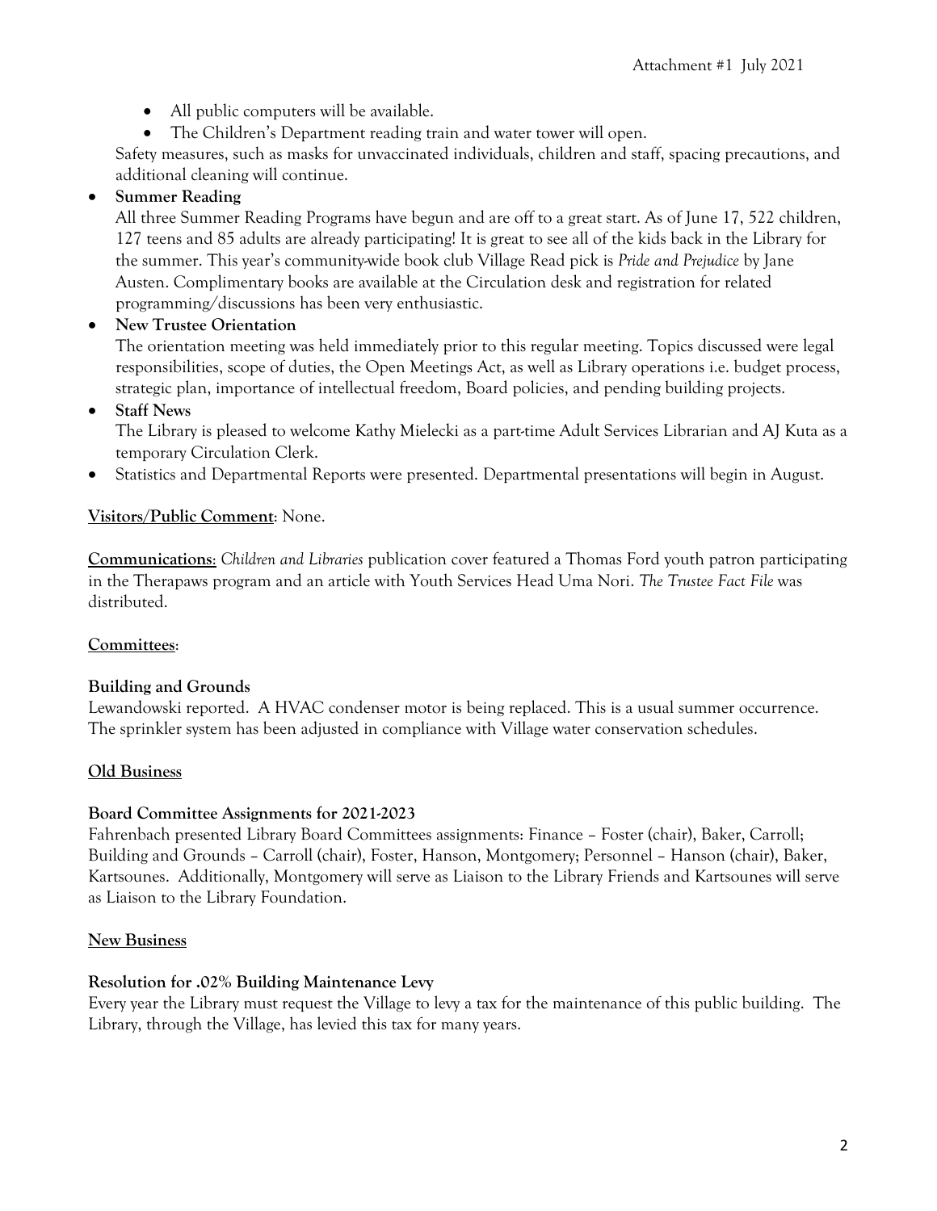- All public computers will be available.
- The Children's Department reading train and water tower will open.

Safety measures, such as masks for unvaccinated individuals, children and staff, spacing precautions, and additional cleaning will continue.

- **Summer Reading**

  All three Summer Reading Programs have begun and are off to a great start. As of June 17, 522 children, 127 teens and 85 adults are already participating! It is great to see all of the kids back in the Library for the summer. This year's community-wide book club Village Read pick is *Pride and Prejudice* by Jane Austen. Complimentary books are available at the Circulation desk and registration for related programming/discussions has been very enthusiastic.

- **New Trustee Orientation**

  The orientation meeting was held immediately prior to this regular meeting. Topics discussed were legal responsibilities, scope of duties, the Open Meetings Act, as well as Library operations i.e. budget process, strategic plan, importance of intellectual freedom, Board policies, and pending building projects.

- **Staff News**

  The Library is pleased to welcome Kathy Mielecki as a part-time Adult Services Librarian and AJ Kuta as a temporary Circulation Clerk.

- Statistics and Departmental Reports were presented. Departmental presentations will begin in August.

**Visitors/Public Comment**: None.

**Communications**: *Children and Libraries* publication cover featured a Thomas Ford youth patron participating in the Therapaws program and an article with Youth Services Head Uma Nori. *The Trustee Fact File* was distributed.

**Committees**:

**Building and Grounds**

Lewandowski reported. A HVAC condenser motor is being replaced. This is a usual summer occurrence. The sprinkler system has been adjusted in compliance with Village water conservation schedules.

**Old Business**

**Board Committee Assignments for 2021-2023**

Fahrenbach presented Library Board Committees assignments: Finance – Foster (chair), Baker, Carroll; Building and Grounds – Carroll (chair), Foster, Hanson, Montgomery; Personnel – Hanson (chair), Baker, Kartsounes. Additionally, Montgomery will serve as Liaison to the Library Friends and Kartsounes will serve as Liaison to the Library Foundation.

**New Business**

**Resolution for .02% Building Maintenance Levy**

Every year the Library must request the Village to levy a tax for the maintenance of this public building. The Library, through the Village, has levied this tax for many years.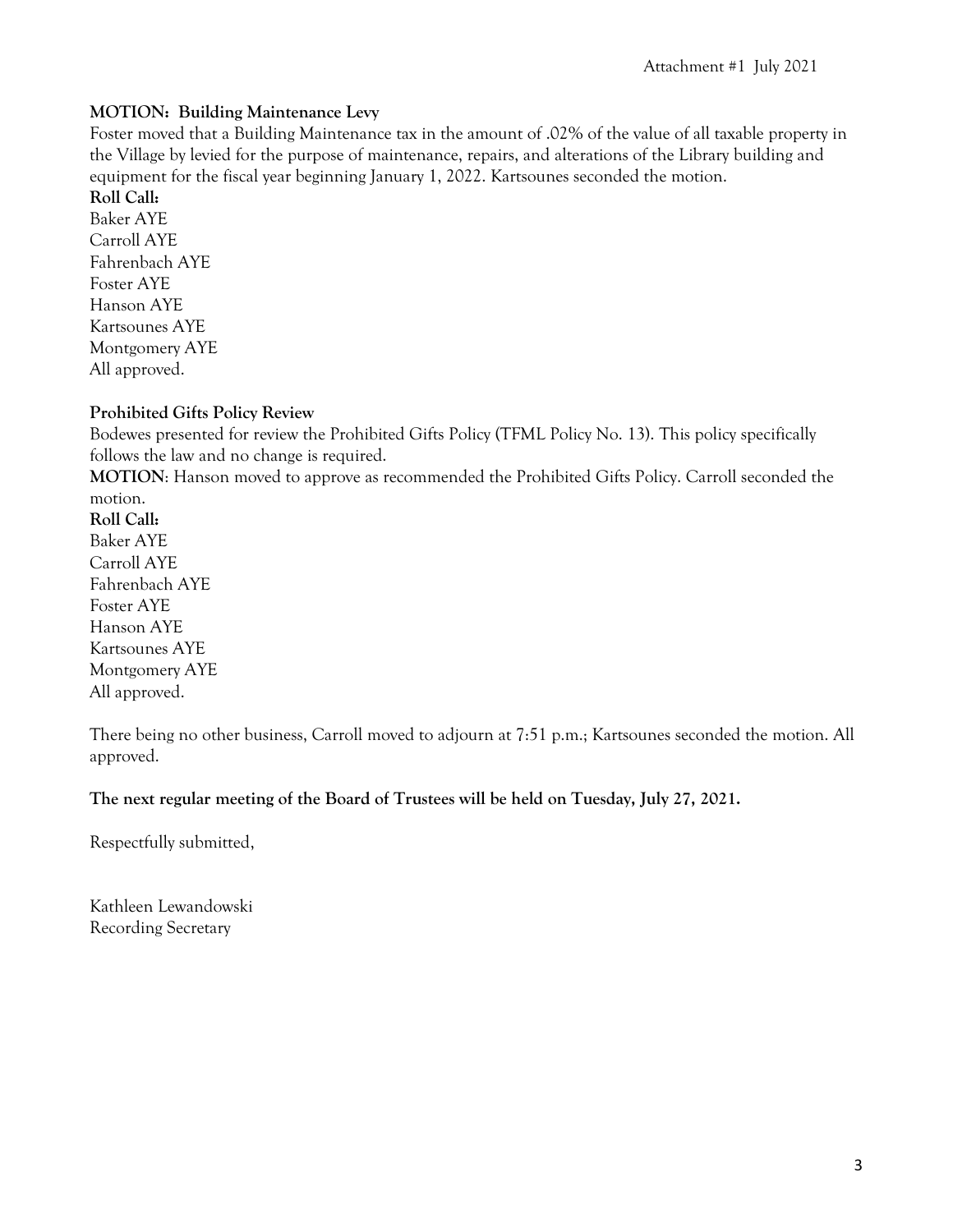**MOTION: Building Maintenance Levy**

Foster moved that a Building Maintenance tax in the amount of .02% of the value of all taxable property in the Village by levied for the purpose of maintenance, repairs, and alterations of the Library building and equipment for the fiscal year beginning January 1, 2022. Kartsounes seconded the motion.

**Roll Call:**

Baker AYE
Carroll AYE
Fahrenbach AYE
Foster AYE
Hanson AYE
Kartsounes AYE
Montgomery AYE
All approved.

**Prohibited Gifts Policy Review**

Bodewes presented for review the Prohibited Gifts Policy (TFML Policy No. 13). This policy specifically follows the law and no change is required.

**MOTION**: Hanson moved to approve as recommended the Prohibited Gifts Policy. Carroll seconded the motion.

**Roll Call:**

Baker AYE
Carroll AYE
Fahrenbach AYE
Foster AYE
Hanson AYE
Kartsounes AYE
Montgomery AYE
All approved.

There being no other business, Carroll moved to adjourn at 7:51 p.m.; Kartsounes seconded the motion. All approved.

**The next regular meeting of the Board of Trustees will be held on Tuesday, July 27, 2021.**

Respectfully submitted,

Kathleen Lewandowski
Recording Secretary